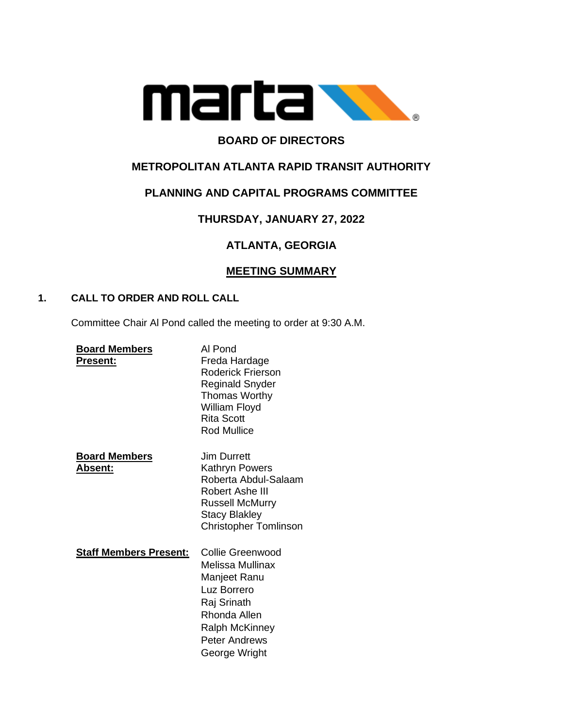# BOARD OF DIRECTORS

## METROPOLITAN ATLANTA RAPID TRANSIT AUTHORITY

## PLANNING AND CAPITAL PROGRAMS COMMITTEE

## THURSDAY, JANUARY 27, 2022

## ATLANTA, GEORGIA

## MEETING SUMMARY

### 1. CALL TO ORDER AND ROLL CALL

Committee Chair Al Pond called the meeting to order at 9:30 A.M.

**Board Members Present:**
Al Pond
Freda Hardage
Roderick Frierson
Reginald Snyder
Thomas Worthy
William Floyd
Rita Scott
Rod Mullice

**Board Members Absent:**
Jim Durrett
Kathryn Powers
Roberta Abdul-Salaam
Robert Ashe III
Russell McMurry
Stacy Blakley
Christopher Tomlinson

**Staff Members Present:**
Collie Greenwood
Melissa Mullinax
Manjeet Ranu
Luz Borrero
Raj Srinath
Rhonda Allen
Ralph McKinney
Peter Andrews
George Wright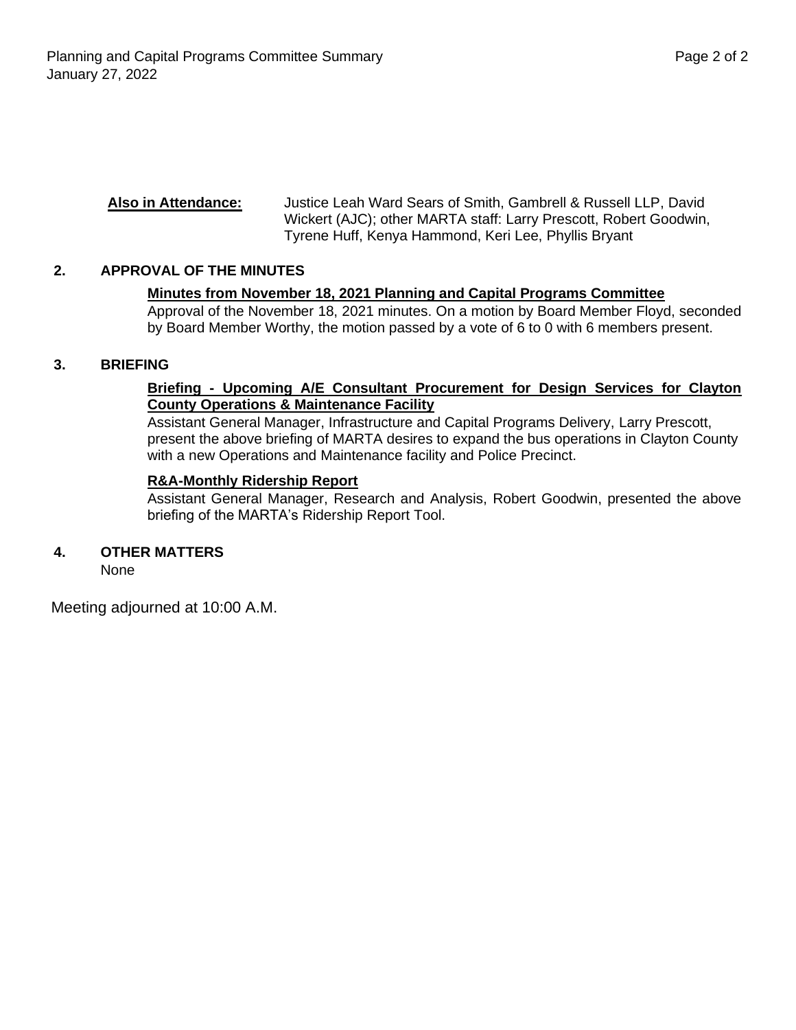**Also in Attendance:** Justice Leah Ward Sears of Smith, Gambrell & Russell LLP, David Wickert (AJC); other MARTA staff: Larry Prescott, Robert Goodwin, Tyrene Huff, Kenya Hammond, Keri Lee, Phyllis Bryant

**2. APPROVAL OF THE MINUTES**

**Minutes from November 18, 2021 Planning and Capital Programs Committee**

Approval of the November 18, 2021 minutes. On a motion by Board Member Floyd, seconded by Board Member Worthy, the motion passed by a vote of 6 to 0 with 6 members present.

**3. BRIEFING**

**Briefing - Upcoming A/E Consultant Procurement for Design Services for Clayton County Operations & Maintenance Facility**

Assistant General Manager, Infrastructure and Capital Programs Delivery, Larry Prescott, present the above briefing of MARTA desires to expand the bus operations in Clayton County with a new Operations and Maintenance facility and Police Precinct.

**R&A-Monthly Ridership Report**

Assistant General Manager, Research and Analysis, Robert Goodwin, presented the above briefing of the MARTA's Ridership Report Tool.

**4. OTHER MATTERS**

None

Meeting adjourned at 10:00 A.M.